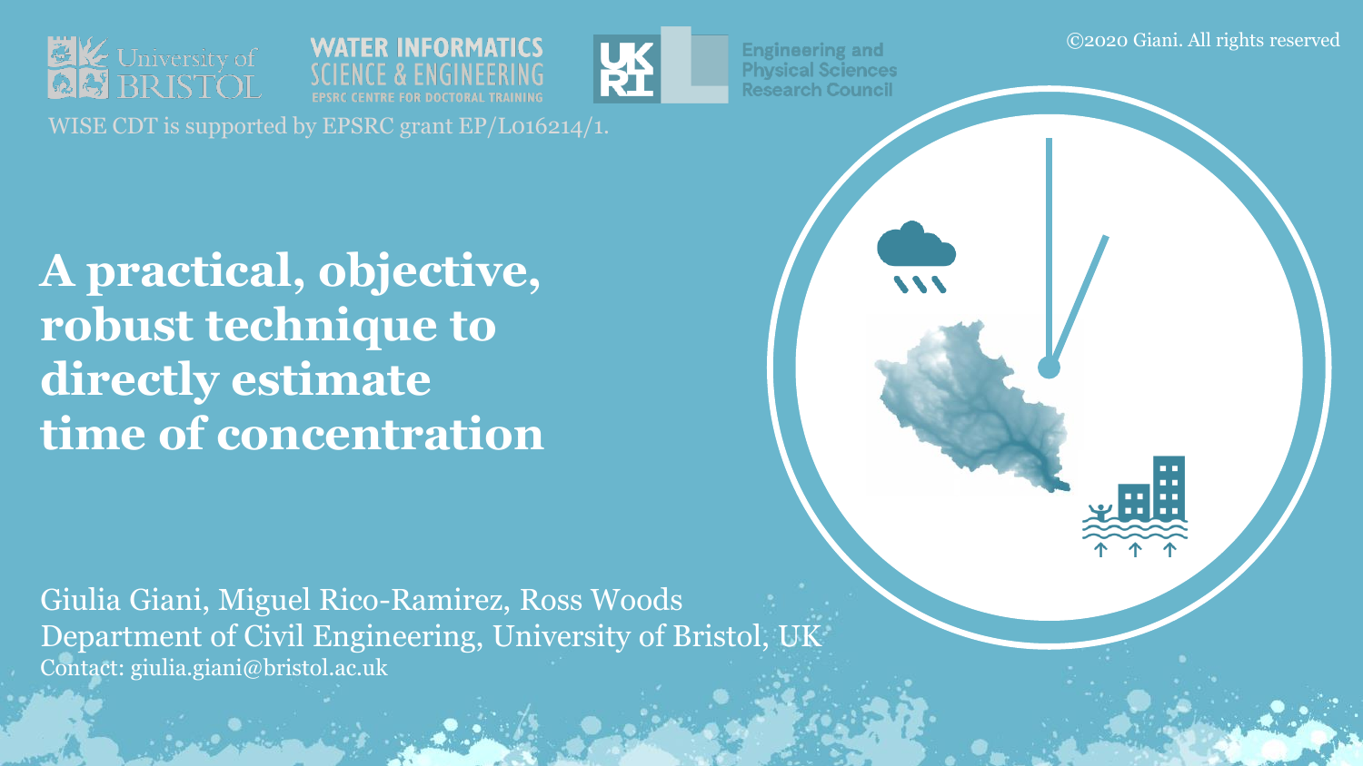©2020 Giani. All rights reserved

University of Bristol

WATER INFORMATICS SCIENCE & ENGINEERING
EPSRC CENTRE FOR DOCTORAL TRAINING

UKRI Engineering and Physical Sciences Research Council

WISE CDT is supported by EPSRC grant EP/L016214/1.

# A practical, objective, robust technique to directly estimate time of concentration

Giulia Giani, Miguel Rico-Ramirez, Ross Woods
Department of Civil Engineering, University of Bristol, UK
Contact: giulia.giani@bristol.ac.uk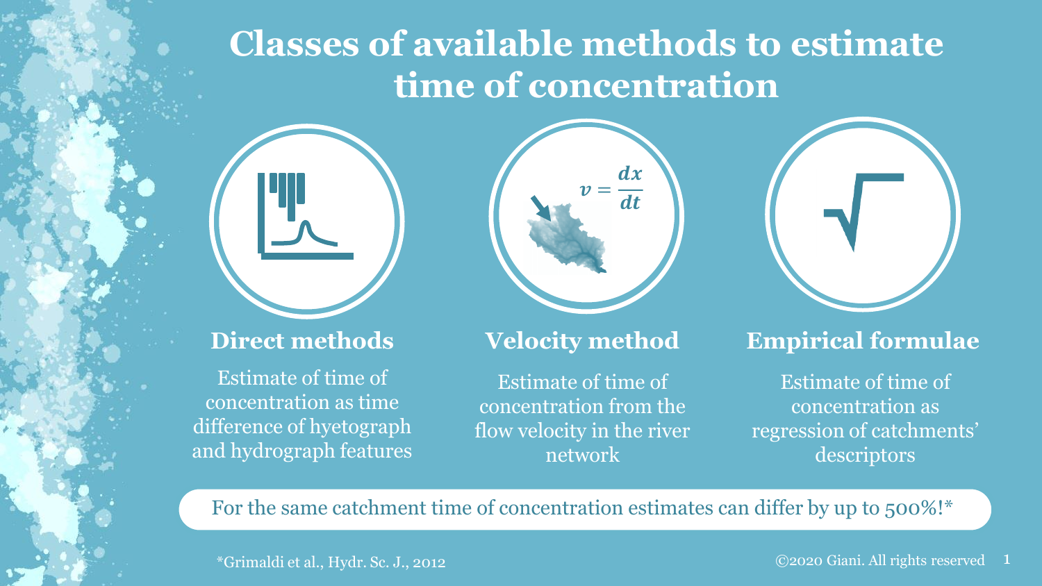# Classes of available methods to estimate time of concentration

$$v = \frac{dx}{dt}$$

### Direct methods

Estimate of time of concentration as time difference of hyetograph and hydrograph features

### Velocity method

Estimate of time of concentration from the flow velocity in the river network

### Empirical formulae

Estimate of time of concentration as regression of catchments' descriptors

For the same catchment time of concentration estimates can differ by up to 500%!*

*Grimaldi et al., Hydr. Sc. J., 2012

©2020 Giani. All rights reserved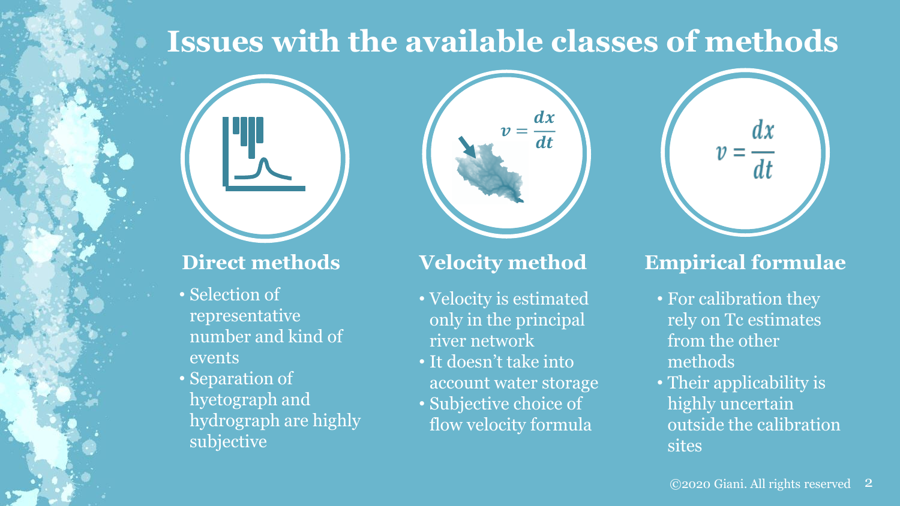# Issues with the available classes of methods

$$v = \frac{dx}{dt}$$

$$v = \frac{dx}{dt}$$

## Direct methods

- Selection of representative number and kind of events
- Separation of hyetograph and hydrograph are highly subjective

## Velocity method

- Velocity is estimated only in the principal river network
- It doesn't take into account water storage
- Subjective choice of flow velocity formula

## Empirical formulae

- For calibration they rely on Tc estimates from the other methods
- Their applicability is highly uncertain outside the calibration sites

©2020 Giani. All rights reserved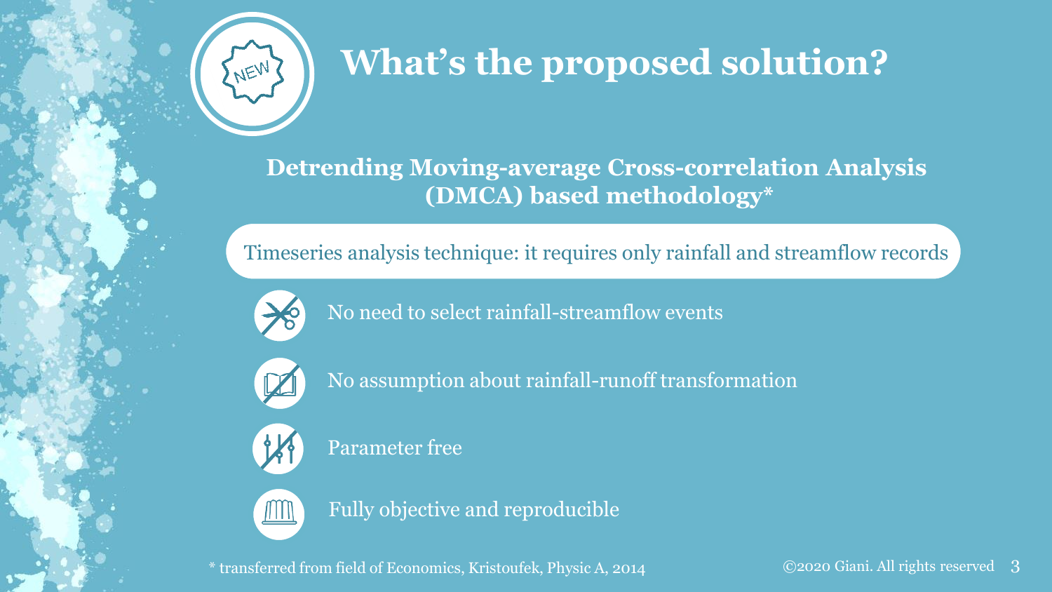# What's the proposed solution?

**Detrending Moving-average Cross-correlation Analysis (DMCA) based methodology***

Timeseries analysis technique: it requires only rainfall and streamflow records

- No need to select rainfall-streamflow events
- No assumption about rainfall-runoff transformation
- Parameter free
- Fully objective and reproducible

* transferred from field of Economics, Kristoufek, Physic A, 2014

©2020 Giani. All rights reserved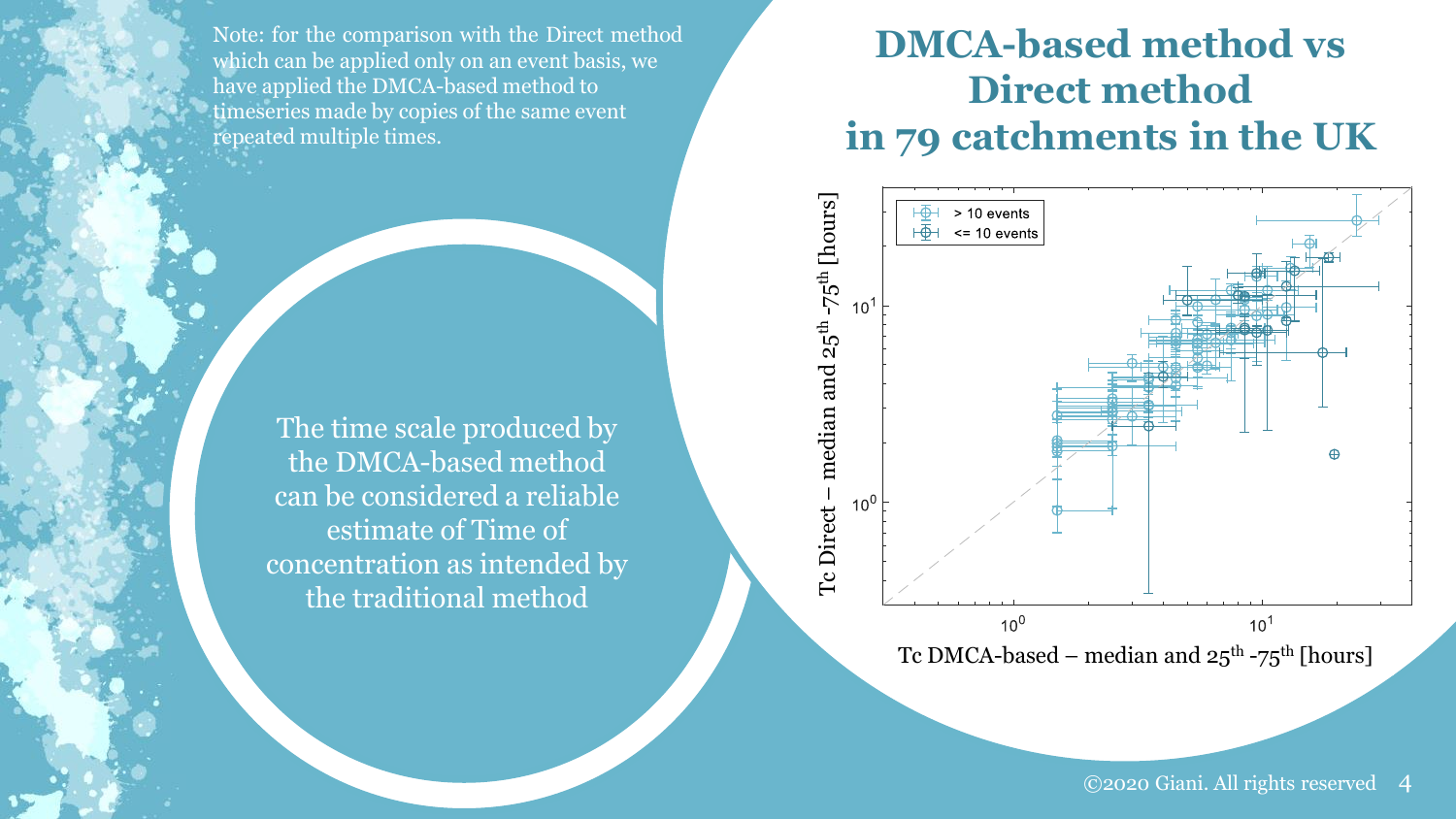Note: for the comparison with the Direct method which can be applied only on an event basis, we have applied the DMCA-based method to timeseries made by copies of the same event repeated multiple times.

# DMCA-based method vs Direct method in 79 catchments in the UK

The time scale produced by the DMCA-based method can be considered a reliable estimate of Time of concentration as intended by the traditional method

Legend: > 10 events; <= 10 events

Tc Direct – median and $25^{th}$ -$75^{th}$ [hours]

Tc DMCA-based – median and $25^{th}$ -$75^{th}$ [hours]

©2020 Giani. All rights reserved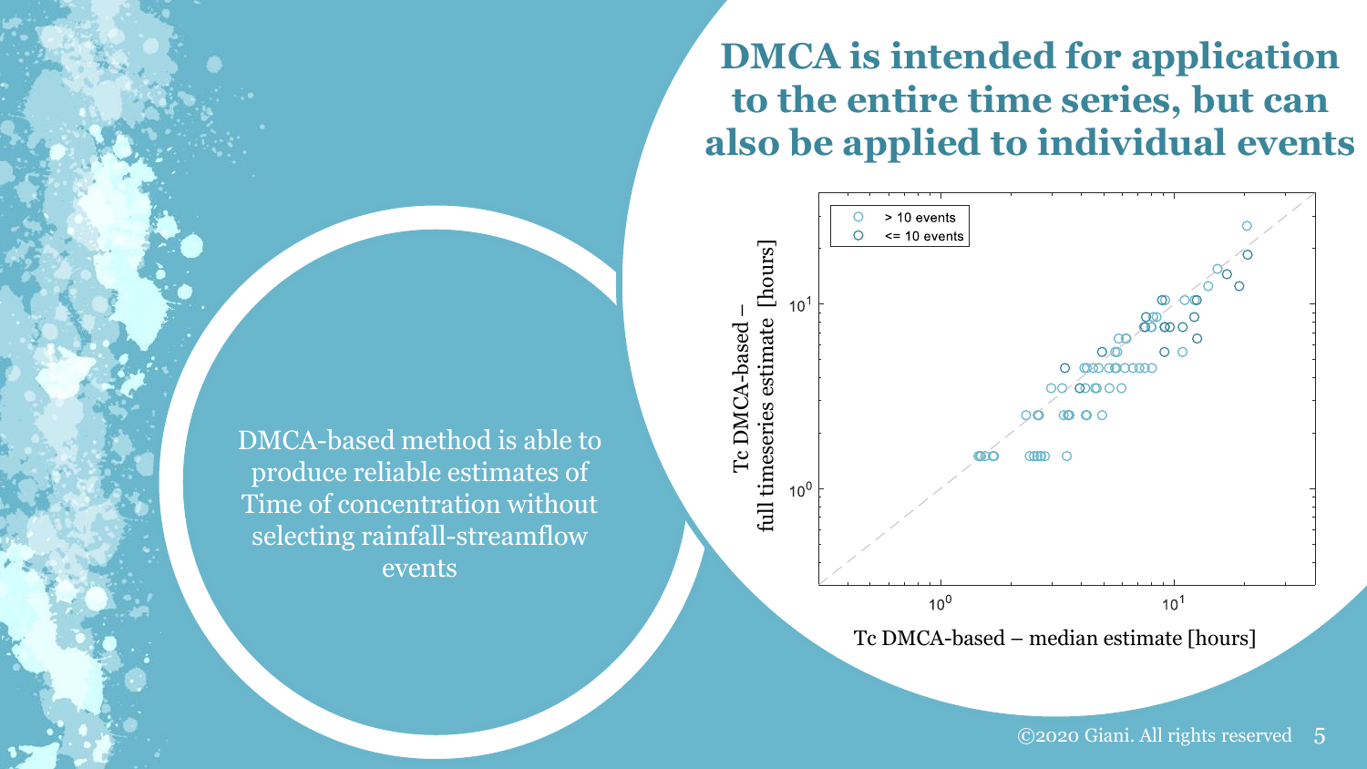# DMCA is intended for application to the entire time series, but can also be applied to individual events

DMCA-based method is able to produce reliable estimates of Time of concentration without selecting rainfall-streamflow events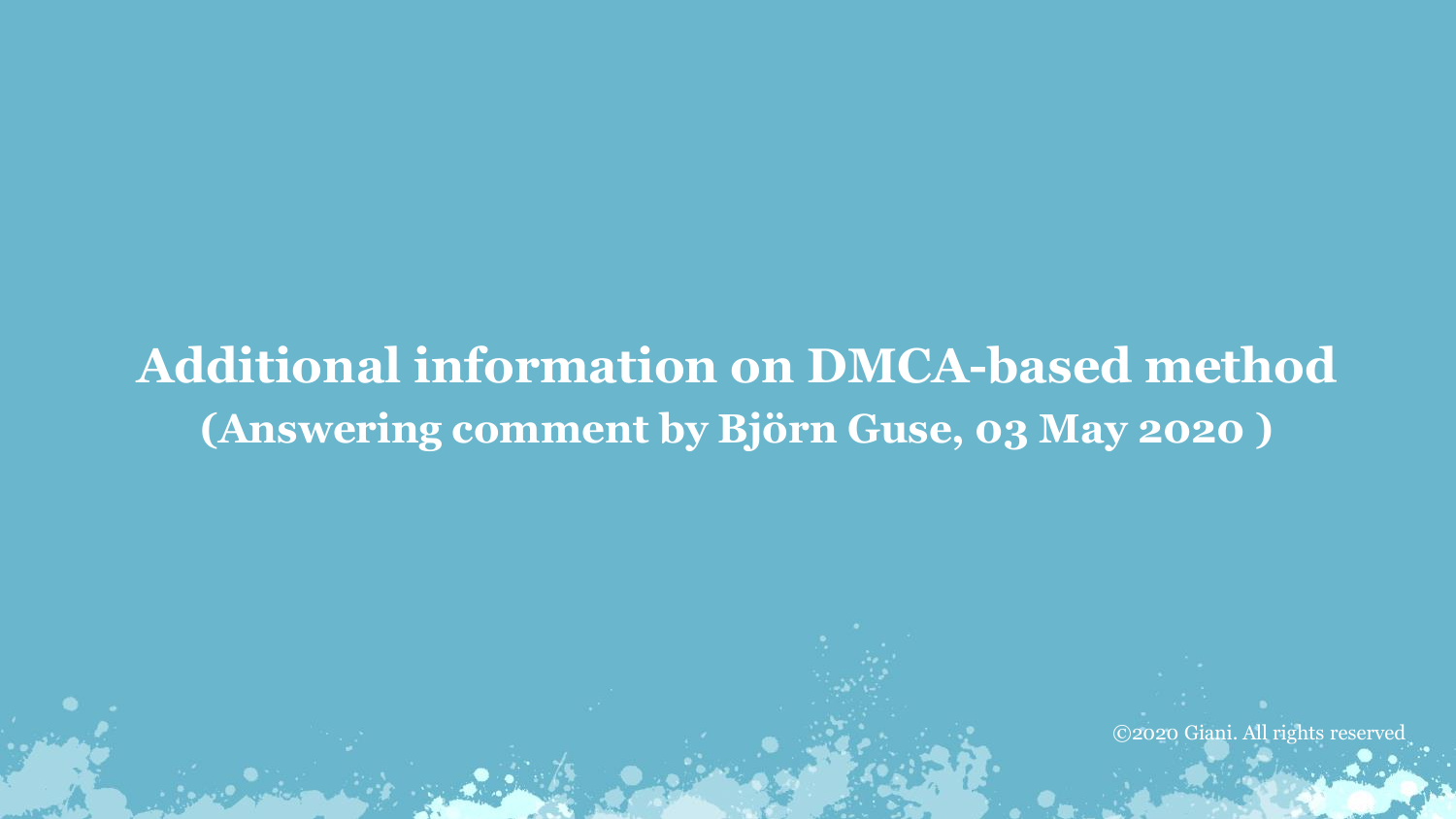# Additional information on DMCA-based method

## (Answering comment by Björn Guse, 03 May 2020 )

©2020 Giani. All rights reserved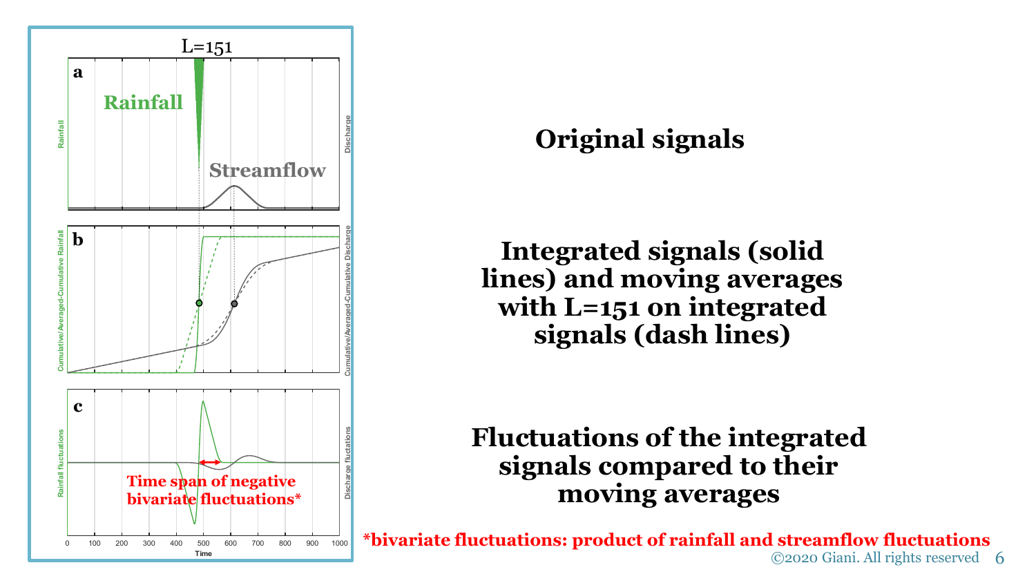**Original signals**

**Integrated signals (solid lines) and moving averages with L=151 on integrated signals (dash lines)**

**Fluctuations of the integrated signals compared to their moving averages**

L=151

a

Rainfall

Streamflow

Rainfall

Discharge

b

Cumulative/Averaged-Cumulative Rainfall

Cumulative/Averaged-Cumulative Discharge

c

Rainfall fluctuations

Discharge fluctuations

Time span of negative bivariate fluctuations*

0 100 200 300 400 500 600 700 800 900 1000

Time

*bivariate fluctuations: product of rainfall and streamflow fluctuations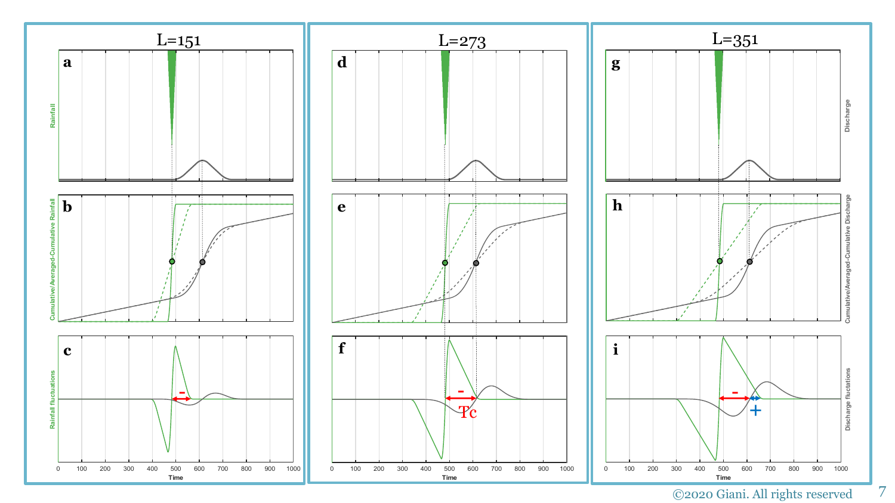L=151

L=273

L=351

Rainfall

Discharge

Cumulative/Averaged-Cumulative Rainfall

Cumulative/Averaged-Cumulative Discharge

Rainfall fluctuations

Discharge fluctuations

Tc

Time

©2020 Giani. All rights reserved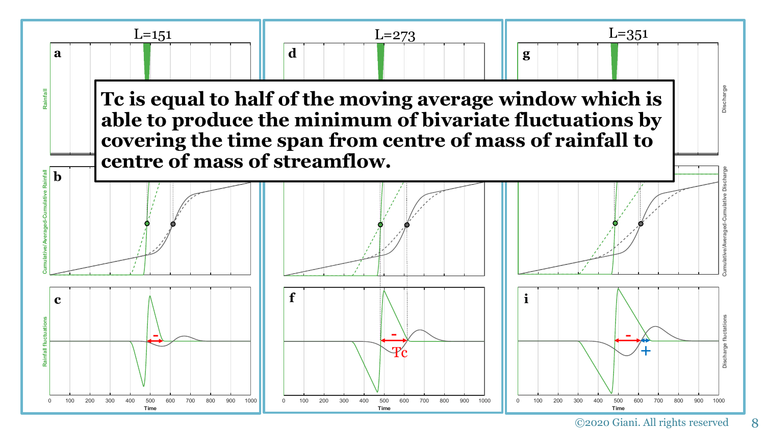L=151

L=273

L=351

a

d

g

Rainfall

Discharge

**Tc is equal to half of the moving average window which is able to produce the minimum of bivariate fluctuations by covering the time span from centre of mass of rainfall to centre of mass of streamflow.**

b

Cumulative/Averaged-Cumulative Rainfall

Cumulative/Averaged-Cumulative Discharge

c

f

i

-

-

-

+

Tc

Rainfall fluctuations

Discharge fluctuations

0 100 200 300 400 500 600 700 800 900 1000

Time

©2020 Giani. All rights reserved